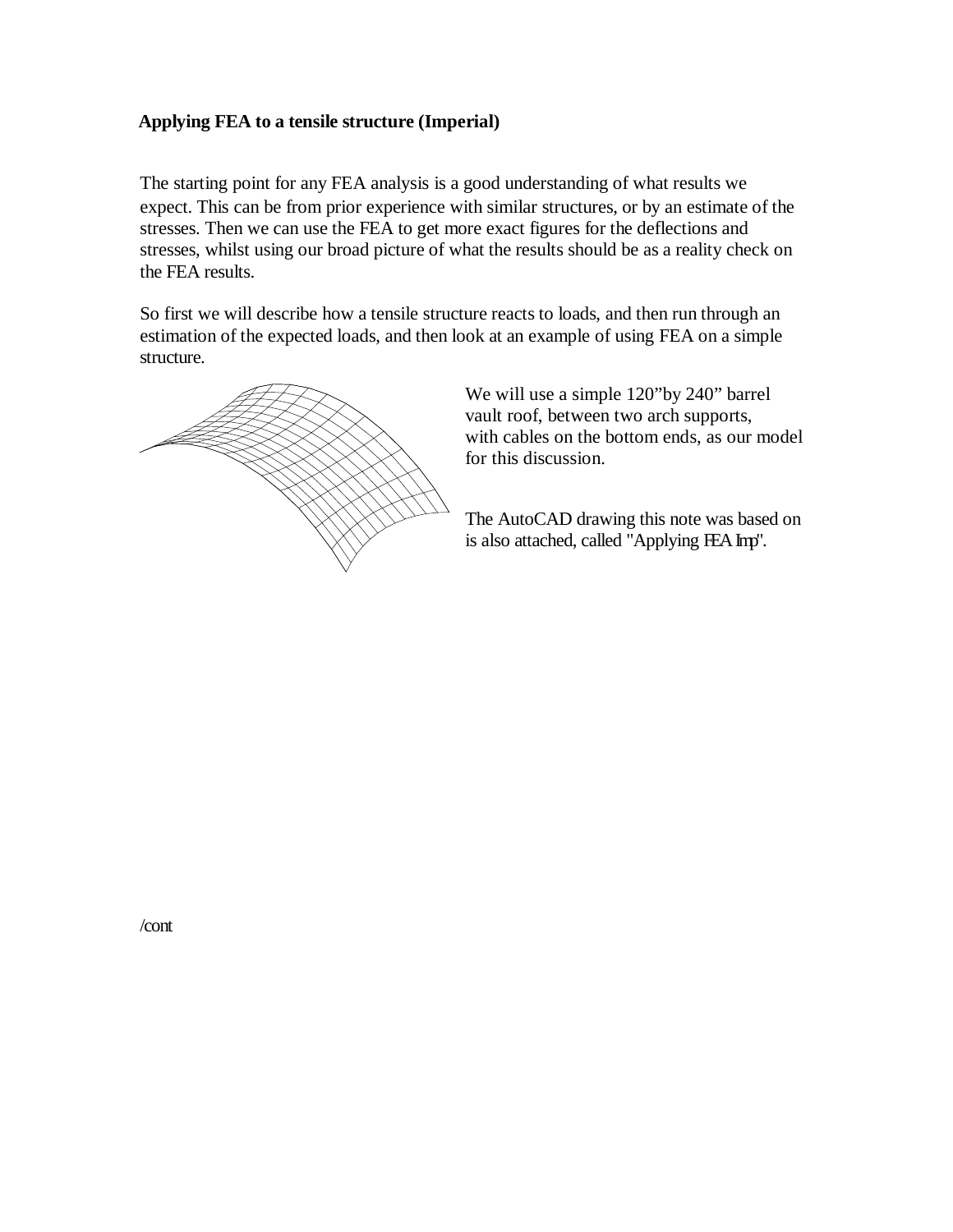**Applying FEA to a tensile structure (Imperial)**

The starting point for any FEA analysis is a good understanding of what results we expect. This can be from prior experience with similar structures, or by an estimate of the stresses. Then we can use the FEA to get more exact figures for the deflections and stresses, whilst using our broad picture of what the results should be as a reality check on the FEA results.

So first we will describe how a tensile structure reacts to loads, and then run through an estimation of the expected loads, and then look at an example of using FEA on a simple structure.

We will use a simple 120"by 240" barrel vault roof, between two arch supports, with cables on the bottom ends, as our model for this discussion.

The AutoCAD drawing this note was based on is also attached, called "Applying FEA Imp".

/cont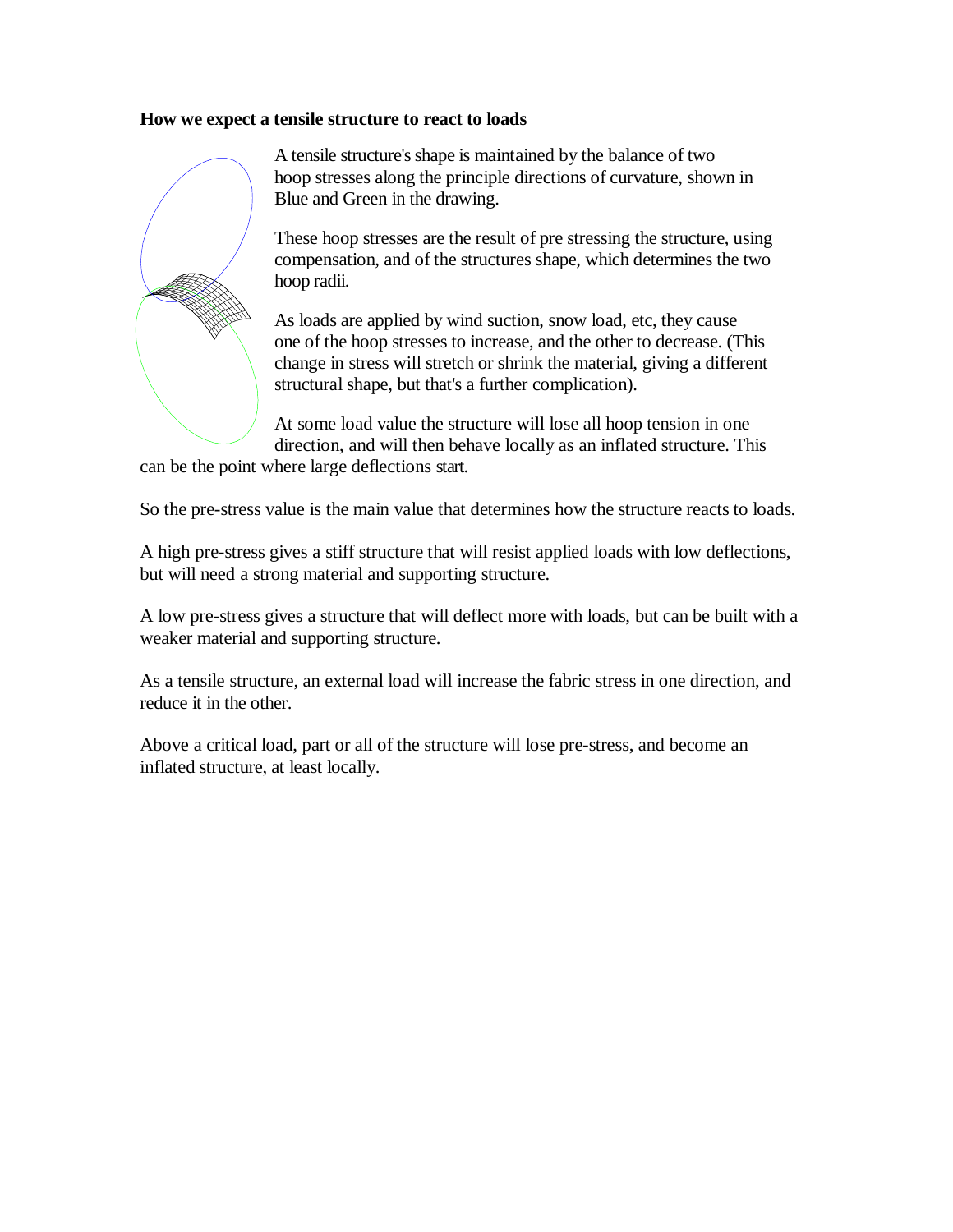**How we expect a tensile structure to react to loads**

A tensile structure's shape is maintained by the balance of two hoop stresses along the principle directions of curvature, shown in Blue and Green in the drawing.

These hoop stresses are the result of pre stressing the structure, using compensation, and of the structures shape, which determines the two hoop radii.

As loads are applied by wind suction, snow load, etc, they cause one of the hoop stresses to increase, and the other to decrease. (This change in stress will stretch or shrink the material, giving a different structural shape, but that's a further complication).

At some load value the structure will lose all hoop tension in one direction, and will then behave locally as an inflated structure. This can be the point where large deflections start.

So the pre-stress value is the main value that determines how the structure reacts to loads.

A high pre-stress gives a stiff structure that will resist applied loads with low deflections, but will need a strong material and supporting structure.

A low pre-stress gives a structure that will deflect more with loads, but can be built with a weaker material and supporting structure.

As a tensile structure, an external load will increase the fabric stress in one direction, and reduce it in the other.

Above a critical load, part or all of the structure will lose pre-stress, and become an inflated structure, at least locally.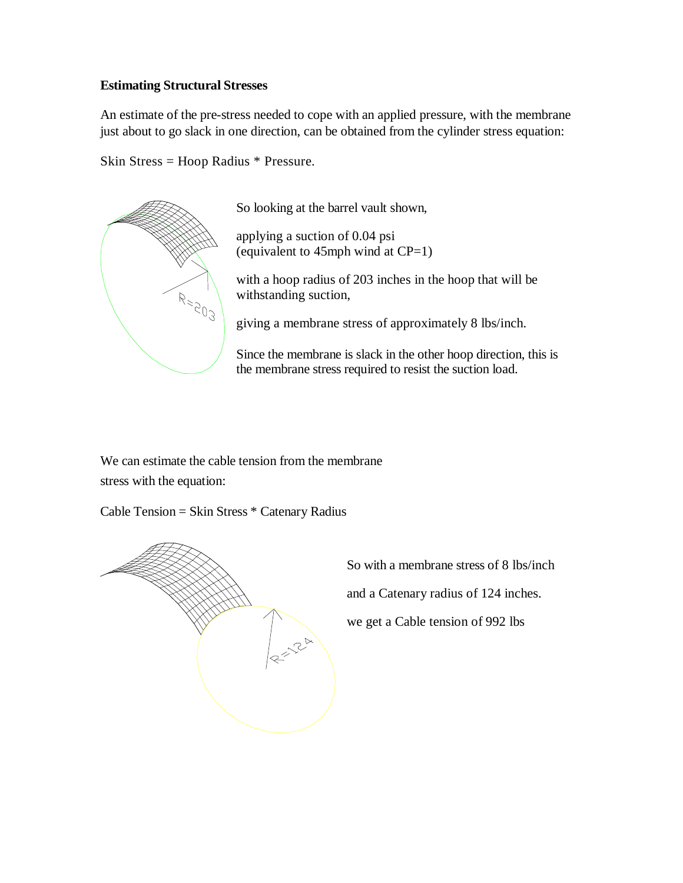**Estimating Structural Stresses**

An estimate of the pre-stress needed to cope with an applied pressure, with the membrane just about to go slack in one direction, can be obtained from the cylinder stress equation:

Skin Stress = Hoop Radius * Pressure.

So looking at the barrel vault shown,

applying a suction of 0.04 psi (equivalent to 45mph wind at CP=1)

with a hoop radius of 203 inches in the hoop that will be withstanding suction,

giving a membrane stress of approximately 8 lbs/inch.

Since the membrane is slack in the other hoop direction, this is the membrane stress required to resist the suction load.

We can estimate the cable tension from the membrane stress with the equation:

Cable Tension = Skin Stress * Catenary Radius

So with a membrane stress of 8 lbs/inch

and a Catenary radius of 124 inches.

we get a Cable tension of 992 lbs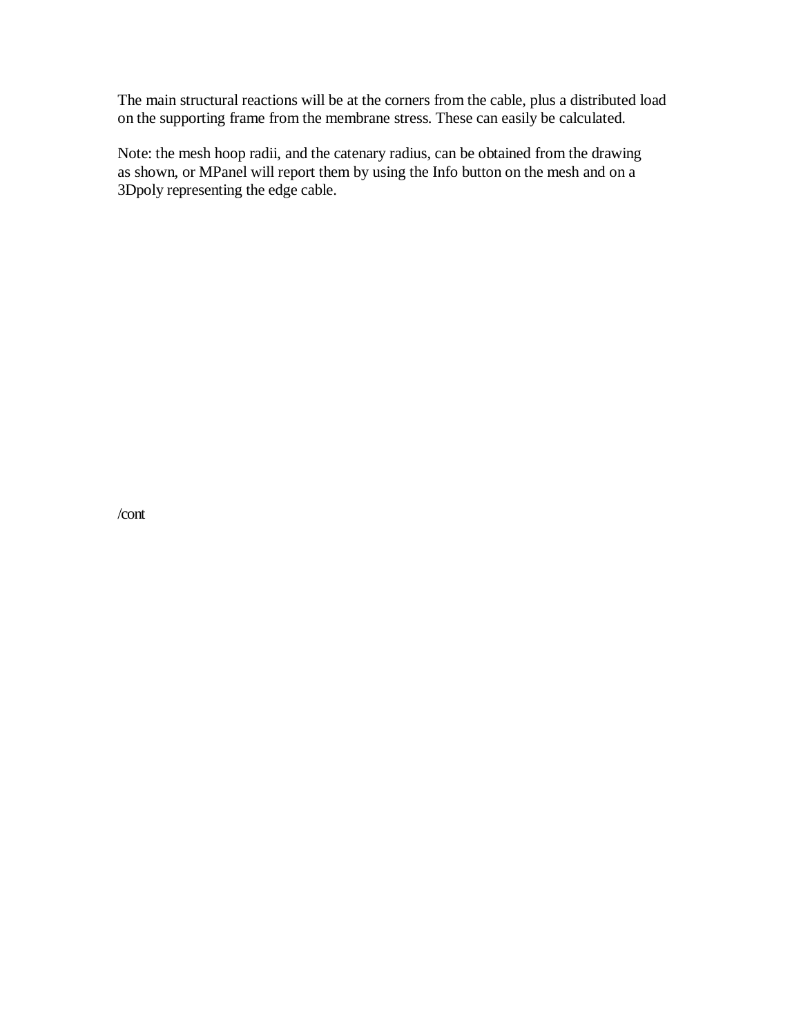The main structural reactions will be at the corners from the cable, plus a distributed load on the supporting frame from the membrane stress. These can easily be calculated.

Note: the mesh hoop radii, and the catenary radius, can be obtained from the drawing as shown, or MPanel will report them by using the Info button on the mesh and on a 3Dpoly representing the edge cable.

/cont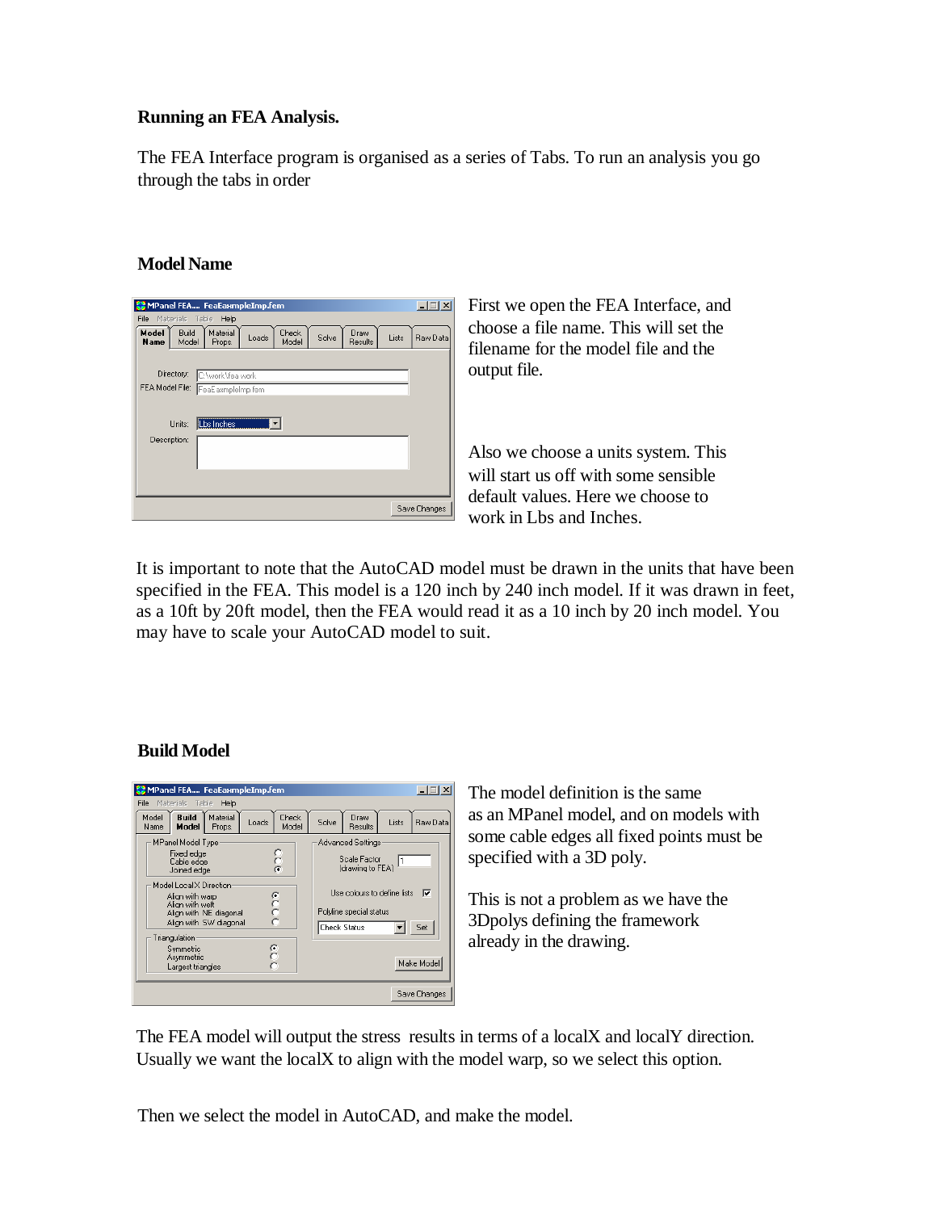**Running an FEA Analysis.**

The FEA Interface program is organised as a series of Tabs. To run an analysis you go through the tabs in order

**Model Name**

First we open the FEA Interface, and choose a file name. This will set the filename for the model file and the output file.

Also we choose a units system. This will start us off with some sensible default values. Here we choose to work in Lbs and Inches.

It is important to note that the AutoCAD model must be drawn in the units that have been specified in the FEA. This model is a 120 inch by 240 inch model. If it was drawn in feet, as a 10ft by 20ft model, then the FEA would read it as a 10 inch by 20 inch model. You may have to scale your AutoCAD model to suit.

**Build Model**

The model definition is the same as an MPanel model, and on models with some cable edges all fixed points must be specified with a 3D poly.

This is not a problem as we have the 3Dpolys defining the framework already in the drawing.

The FEA model will output the stress results in terms of a localX and localY direction. Usually we want the localX to align with the model warp, so we select this option.

Then we select the model in AutoCAD, and make the model.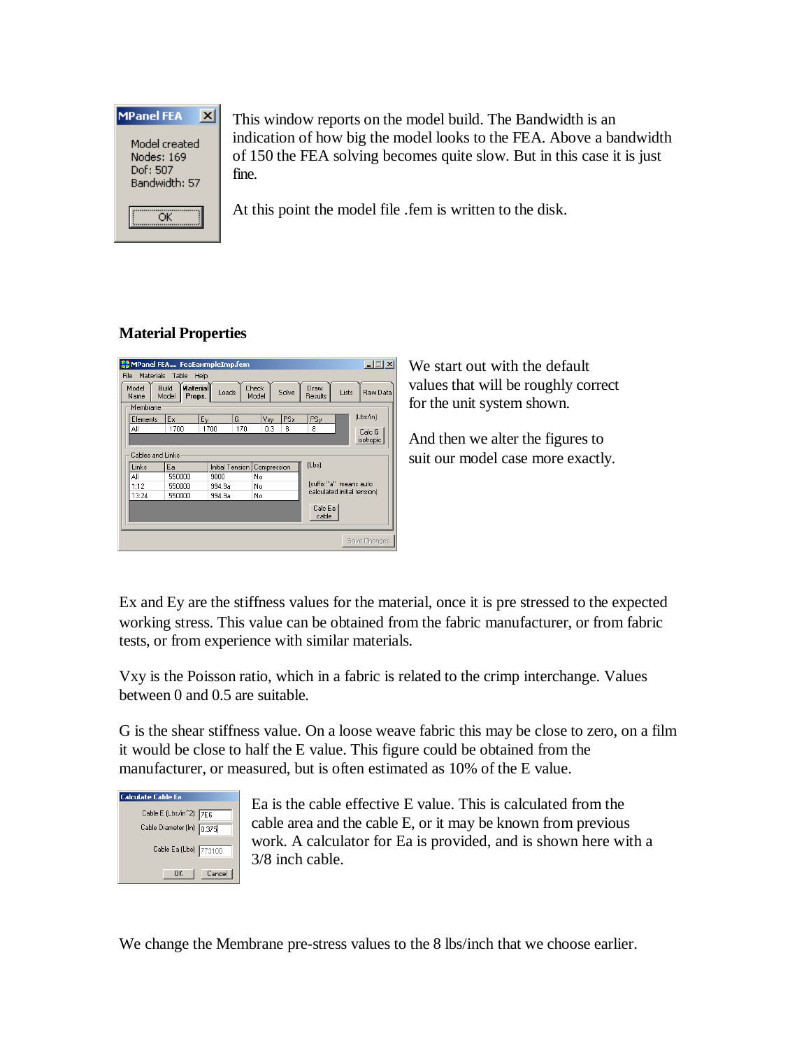This window reports on the model build. The Bandwidth is an indication of how big the model looks to the FEA. Above a bandwidth of 150 the FEA solving becomes quite slow. But in this case it is just fine.

At this point the model file .fem is written to the disk.

### Material Properties

We start out with the default values that will be roughly correct for the unit system shown.

And then we alter the figures to suit our model case more exactly.

Ex and Ey are the stiffness values for the material, once it is pre stressed to the expected working stress. This value can be obtained from the fabric manufacturer, or from fabric tests, or from experience with similar materials.

Vxy is the Poisson ratio, which in a fabric is related to the crimp interchange. Values between 0 and 0.5 are suitable.

G is the shear stiffness value. On a loose weave fabric this may be close to zero, on a film it would be close to half the E value. This figure could be obtained from the manufacturer, or measured, but is often estimated as 10% of the E value.

Ea is the cable effective E value. This is calculated from the cable area and the cable E, or it may be known from previous work. A calculator for Ea is provided, and is shown here with a 3/8 inch cable.

We change the Membrane pre-stress values to the 8 lbs/inch that we choose earlier.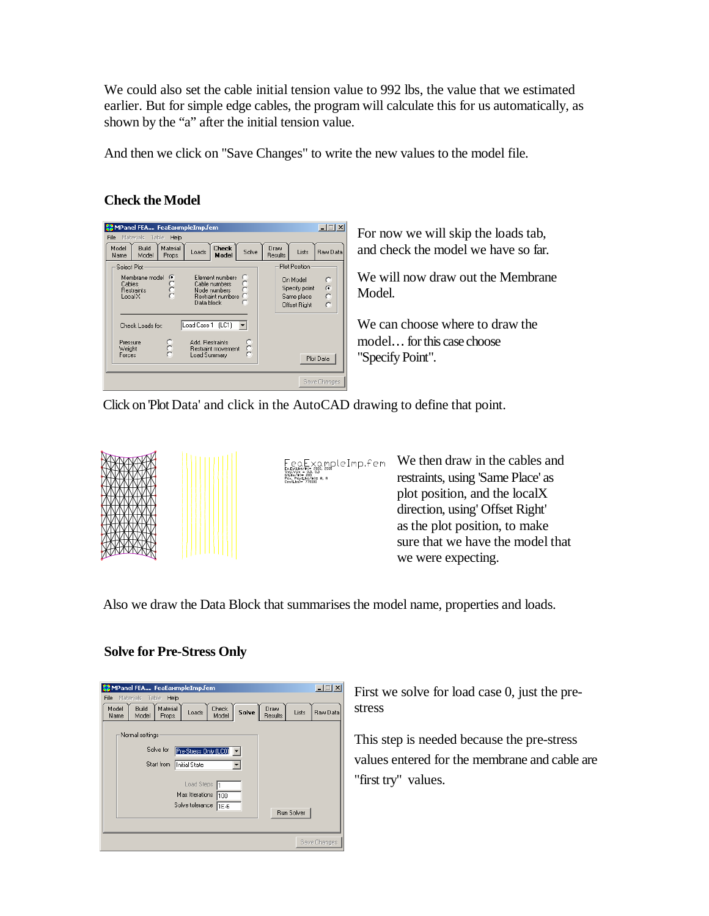We could also set the cable initial tension value to 992 lbs, the value that we estimated earlier. But for simple edge cables, the program will calculate this for us automatically, as shown by the "a" after the initial tension value.

And then we click on "Save Changes" to write the new values to the model file.

### Check the Model

For now we will skip the loads tab, and check the model we have so far.

We will now draw out the Membrane Model.

We can choose where to draw the model… for this case choose "Specify Point".

Click on 'Plot Data' and click in the AutoCAD drawing to define that point.

We then draw in the cables and restraints, using 'Same Place' as plot position, and the localX direction, using' Offset Right' as the plot position, to make sure that we have the model that we were expecting.

Also we draw the Data Block that summarises the model name, properties and loads.

### Solve for Pre-Stress Only

First we solve for load case 0, just the pre-stress

This step is needed because the pre-stress values entered for the membrane and cable are "first try" values.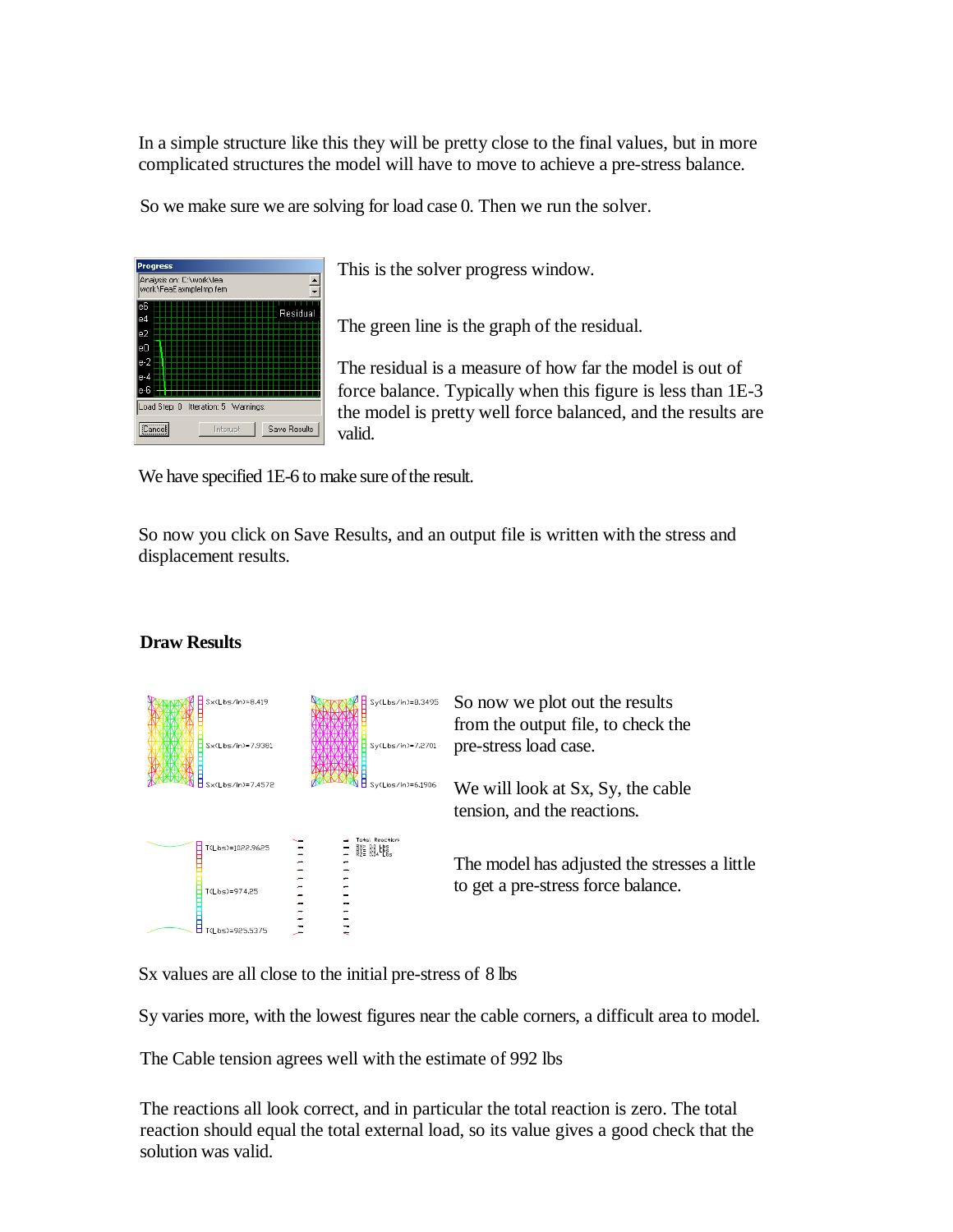In a simple structure like this they will be pretty close to the final values, but in more complicated structures the model will have to move to achieve a pre-stress balance.

So we make sure we are solving for load case 0. Then we run the solver.

This is the solver progress window.

The green line is the graph of the residual.

The residual is a measure of how far the model is out of force balance. Typically when this figure is less than 1E-3 the model is pretty well force balanced, and the results are valid.

We have specified 1E-6 to make sure of the result.

So now you click on Save Results, and an output file is written with the stress and displacement results.

**Draw Results**

So now we plot out the results from the output file, to check the pre-stress load case.

We will look at Sx, Sy, the cable tension, and the reactions.

The model has adjusted the stresses a little to get a pre-stress force balance.

Sx values are all close to the initial pre-stress of 8 lbs

Sy varies more, with the lowest figures near the cable corners, a difficult area to model.

The Cable tension agrees well with the estimate of 992 lbs

The reactions all look correct, and in particular the total reaction is zero. The total reaction should equal the total external load, so its value gives a good check that the solution was valid.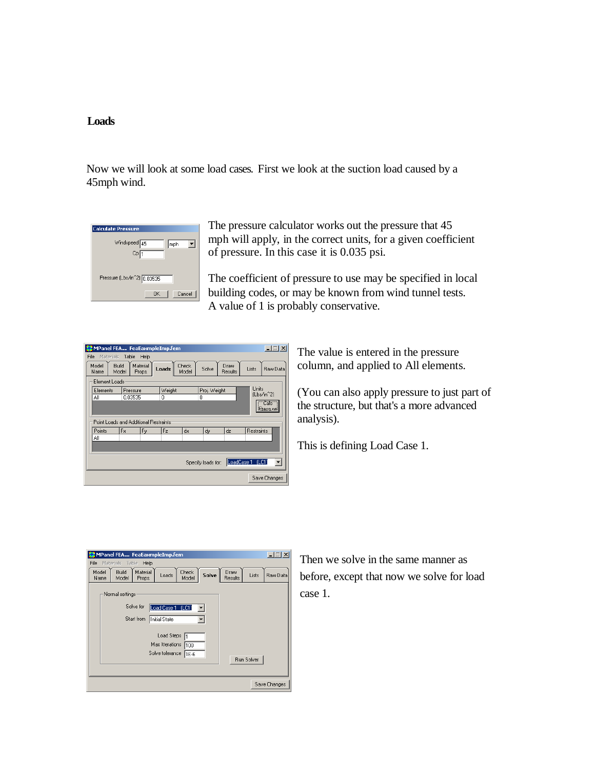## Loads

Now we will look at some load cases. First we look at the suction load caused by a 45mph wind.

The pressure calculator works out the pressure that 45 mph will apply, in the correct units, for a given coefficient of pressure. In this case it is 0.035 psi.

The coefficient of pressure to use may be specified in local building codes, or may be known from wind tunnel tests. A value of 1 is probably conservative.

The value is entered in the pressure column, and applied to All elements.

(You can also apply pressure to just part of the structure, but that's a more advanced analysis).

This is defining Load Case 1.

Then we solve in the same manner as before, except that now we solve for load case 1.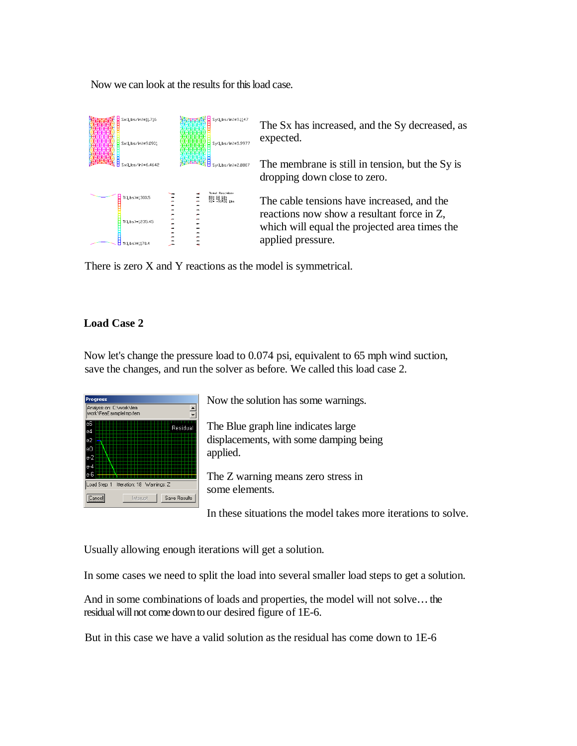Now we can look at the results for this load case.

The Sx has increased, and the Sy decreased, as expected.

The membrane is still in tension, but the Sy is dropping down close to zero.

The cable tensions have increased, and the reactions now show a resultant force in Z, which will equal the projected area times the applied pressure.

There is zero X and Y reactions as the model is symmetrical.

**Load Case 2**

Now let's change the pressure load to 0.074 psi, equivalent to 65 mph wind suction, save the changes, and run the solver as before. We called this load case 2.

Now the solution has some warnings.

The Blue graph line indicates large displacements, with some damping being applied.

The Z warning means zero stress in some elements.

In these situations the model takes more iterations to solve.

Usually allowing enough iterations will get a solution.

In some cases we need to split the load into several smaller load steps to get a solution.

And in some combinations of loads and properties, the model will not solve… the residual will not come down to our desired figure of 1E-6.

But in this case we have a valid solution as the residual has come down to 1E-6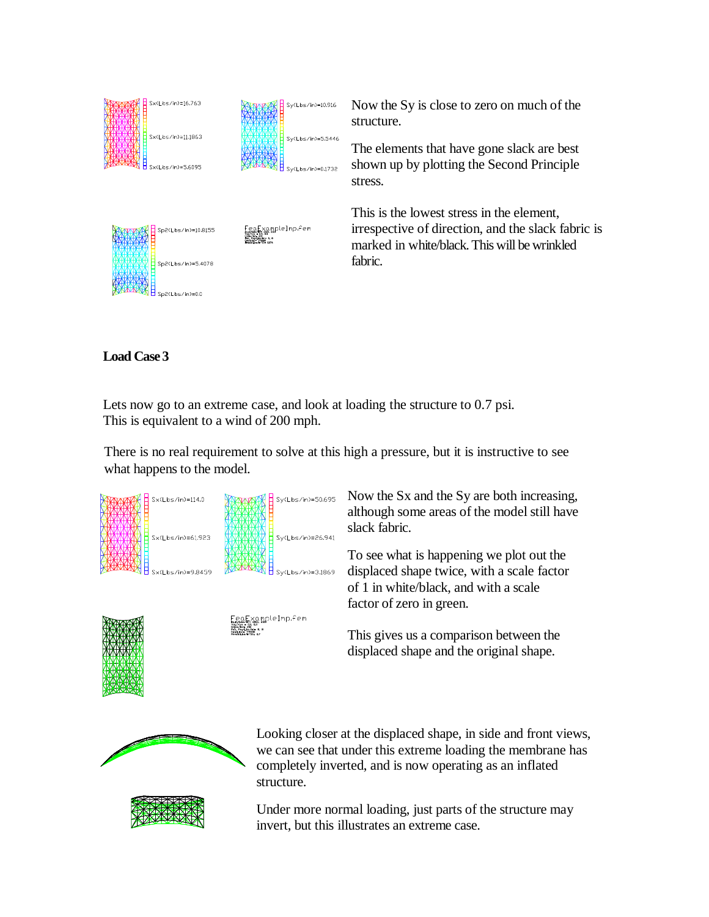Sx(Lbs/in)=16.763

Sx(Lbs/in)=11.1863

Sx(Lbs/in)=5.6095

Sy(Lbs/in)=10.916

Sy(Lbs/in)=5.5446

Sy(Lbs/in)=0.1732

Now the Sy is close to zero on much of the structure.

The elements that have gone slack are best shown up by plotting the Second Principle stress.

Sp2(Lbs/in)=10.8155

Sp2(Lbs/in)=5.4078

Sp2(Lbs/in)=0.0

FeaExampleImp.fem

This is the lowest stress in the element, irrespective of direction, and the slack fabric is marked in white/black. This will be wrinkled fabric.

**Load Case 3**

Lets now go to an extreme case, and look at loading the structure to 0.7 psi.
This is equivalent to a wind of 200 mph.

There is no real requirement to solve at this high a pressure, but it is instructive to see what happens to the model.

Sx(Lbs/in)=114.0

Sx(Lbs/in)=61.923

Sx(Lbs/in)=9.8459

Sy(Lbs/in)=50.695

Sy(Lbs/in)=26.941

Sy(Lbs/in)=3.1869

FeaExampleImp.fem

Now the Sx and the Sy are both increasing, although some areas of the model still have slack fabric.

To see what is happening we plot out the displaced shape twice, with a scale factor of 1 in white/black, and with a scale factor of zero in green.

This gives us a comparison between the displaced shape and the original shape.

Looking closer at the displaced shape, in side and front views, we can see that under this extreme loading the membrane has completely inverted, and is now operating as an inflated structure.

Under more normal loading, just parts of the structure may invert, but this illustrates an extreme case.